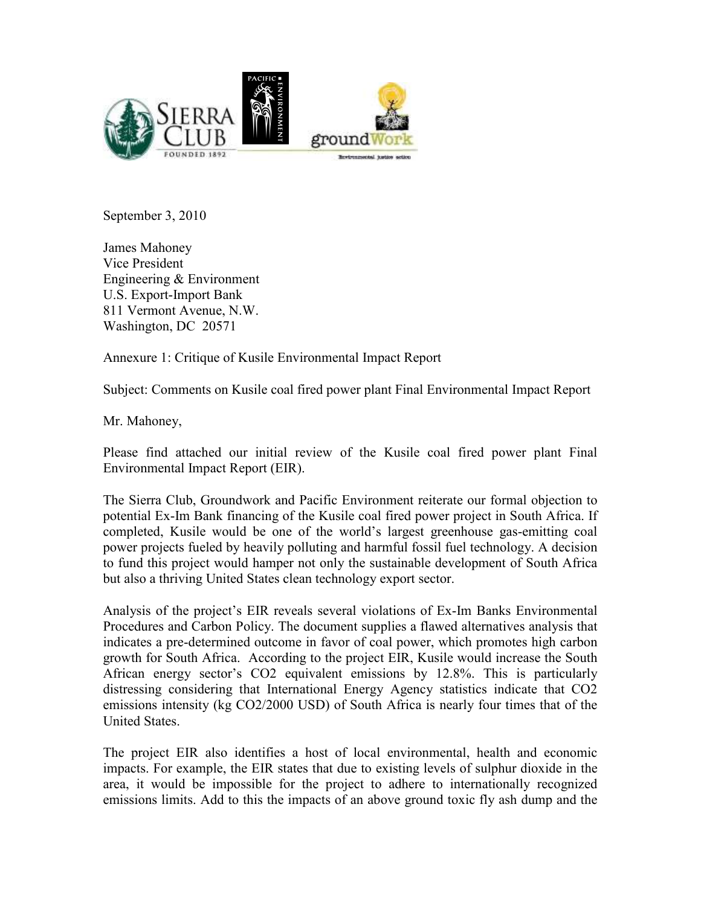September 3, 2010

James Mahoney
Vice President
Engineering & Environment
U.S. Export-Import Bank
811 Vermont Avenue, N.W.
Washington, DC 20571

Annexure 1: Critique of Kusile Environmental Impact Report

Subject: Comments on Kusile coal fired power plant Final Environmental Impact Report

Mr. Mahoney,

Please find attached our initial review of the Kusile coal fired power plant Final Environmental Impact Report (EIR).

The Sierra Club, Groundwork and Pacific Environment reiterate our formal objection to potential Ex-Im Bank financing of the Kusile coal fired power project in South Africa. If completed, Kusile would be one of the world's largest greenhouse gas-emitting coal power projects fueled by heavily polluting and harmful fossil fuel technology. A decision to fund this project would hamper not only the sustainable development of South Africa but also a thriving United States clean technology export sector.

Analysis of the project's EIR reveals several violations of Ex-Im Banks Environmental Procedures and Carbon Policy. The document supplies a flawed alternatives analysis that indicates a pre-determined outcome in favor of coal power, which promotes high carbon growth for South Africa. According to the project EIR, Kusile would increase the South African energy sector's $CO_2$ equivalent emissions by 12.8%. This is particularly distressing considering that International Energy Agency statistics indicate that $CO_2$ emissions intensity (kg $CO_2$/2000 USD) of South Africa is nearly four times that of the United States.

The project EIR also identifies a host of local environmental, health and economic impacts. For example, the EIR states that due to existing levels of sulphur dioxide in the area, it would be impossible for the project to adhere to internationally recognized emissions limits. Add to this the impacts of an above ground toxic fly ash dump and the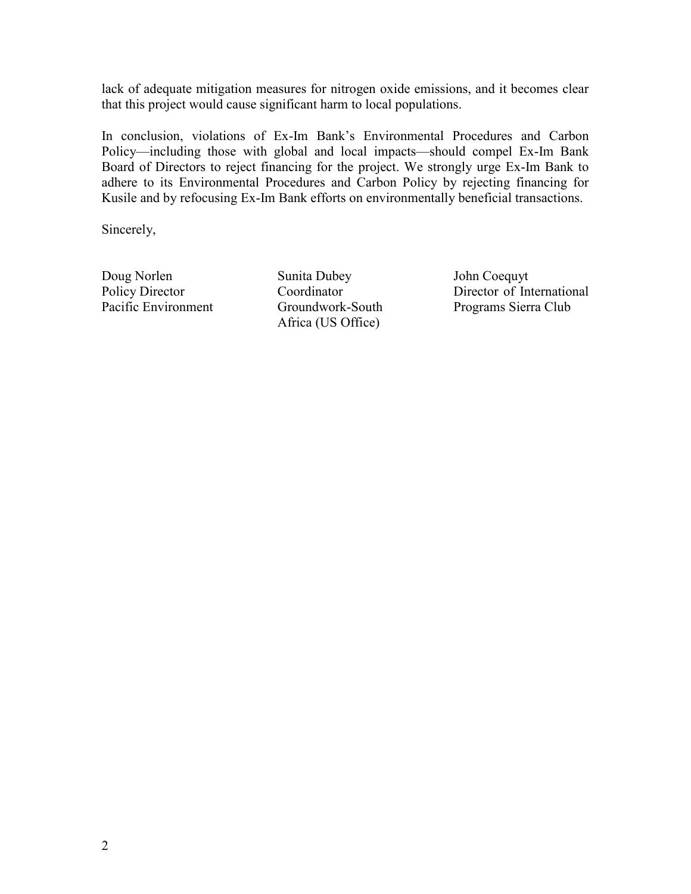lack of adequate mitigation measures for nitrogen oxide emissions, and it becomes clear that this project would cause significant harm to local populations.

In conclusion, violations of Ex-Im Bank's Environmental Procedures and Carbon Policy—including those with global and local impacts—should compel Ex-Im Bank Board of Directors to reject financing for the project. We strongly urge Ex-Im Bank to adhere to its Environmental Procedures and Carbon Policy by rejecting financing for Kusile and by refocusing Ex-Im Bank efforts on environmentally beneficial transactions.

Sincerely,

Doug Norlen
Policy Director
Pacific Environment

Sunita Dubey
Coordinator
Groundwork-South Africa (US Office)

John Coequyt
Director of International Programs Sierra Club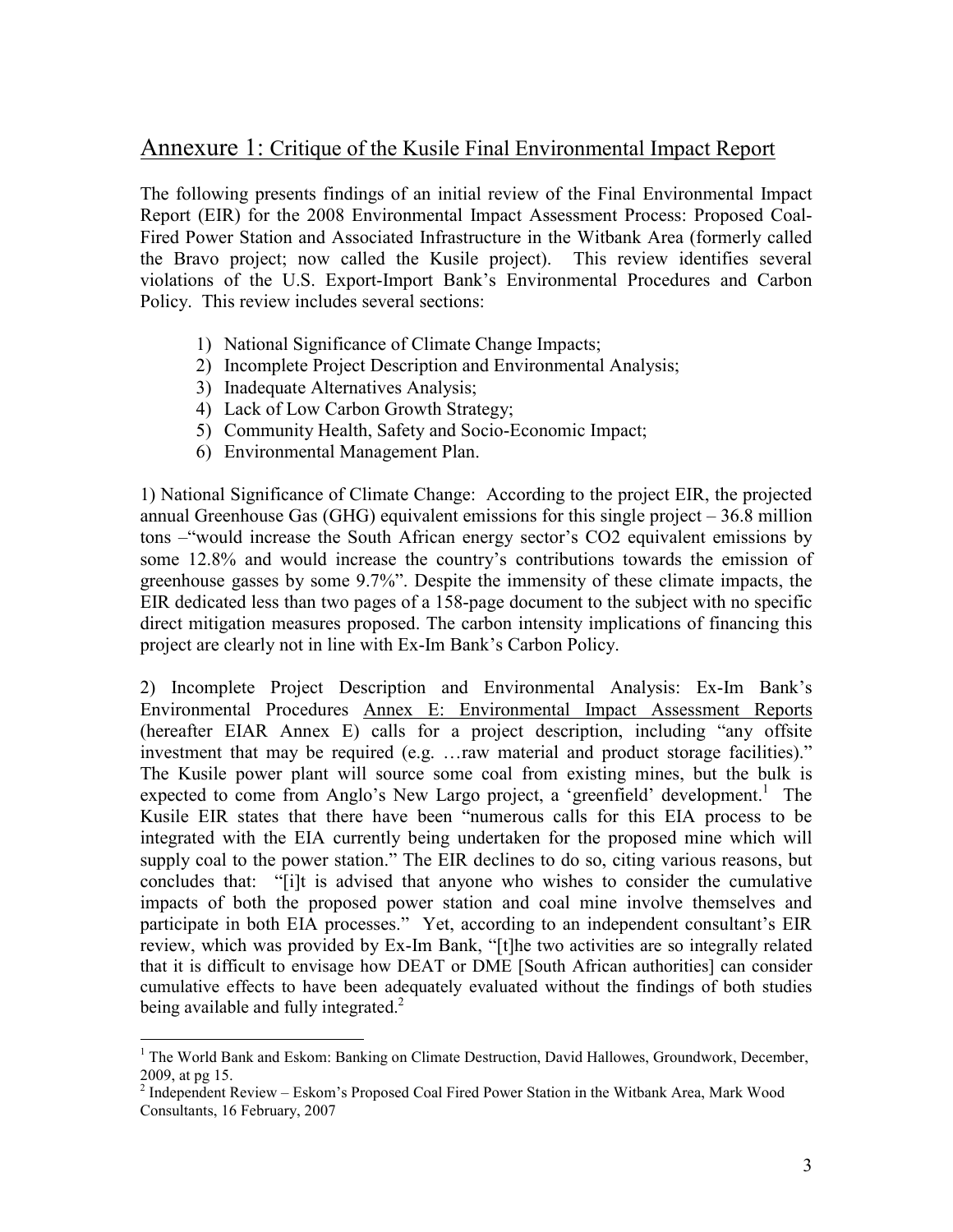## Annexure 1: Critique of the Kusile Final Environmental Impact Report

The following presents findings of an initial review of the Final Environmental Impact Report (EIR) for the 2008 Environmental Impact Assessment Process: Proposed Coal-Fired Power Station and Associated Infrastructure in the Witbank Area (formerly called the Bravo project; now called the Kusile project). This review identifies several violations of the U.S. Export-Import Bank's Environmental Procedures and Carbon Policy. This review includes several sections:

1) National Significance of Climate Change Impacts;
2) Incomplete Project Description and Environmental Analysis;
3) Inadequate Alternatives Analysis;
4) Lack of Low Carbon Growth Strategy;
5) Community Health, Safety and Socio-Economic Impact;
6) Environmental Management Plan.

1) National Significance of Climate Change: According to the project EIR, the projected annual Greenhouse Gas (GHG) equivalent emissions for this single project – 36.8 million tons –"would increase the South African energy sector's CO2 equivalent emissions by some 12.8% and would increase the country's contributions towards the emission of greenhouse gasses by some 9.7%". Despite the immensity of these climate impacts, the EIR dedicated less than two pages of a 158-page document to the subject with no specific direct mitigation measures proposed. The carbon intensity implications of financing this project are clearly not in line with Ex-Im Bank's Carbon Policy.

2) Incomplete Project Description and Environmental Analysis: Ex-Im Bank's Environmental Procedures Annex E: Environmental Impact Assessment Reports (hereafter EIAR Annex E) calls for a project description, including "any offsite investment that may be required (e.g. …raw material and product storage facilities)." The Kusile power plant will source some coal from existing mines, but the bulk is expected to come from Anglo's New Largo project, a 'greenfield' development.[1] The Kusile EIR states that there have been "numerous calls for this EIA process to be integrated with the EIA currently being undertaken for the proposed mine which will supply coal to the power station." The EIR declines to do so, citing various reasons, but concludes that: "[i]t is advised that anyone who wishes to consider the cumulative impacts of both the proposed power station and coal mine involve themselves and participate in both EIA processes." Yet, according to an independent consultant's EIR review, which was provided by Ex-Im Bank, "[t]he two activities are so integrally related that it is difficult to envisage how DEAT or DME [South African authorities] can consider cumulative effects to have been adequately evaluated without the findings of both studies being available and fully integrated.[2]

---

[1] The World Bank and Eskom: Banking on Climate Destruction, David Hallowes, Groundwork, December, 2009, at pg 15.

[2] Independent Review – Eskom's Proposed Coal Fired Power Station in the Witbank Area, Mark Wood Consultants, 16 February, 2007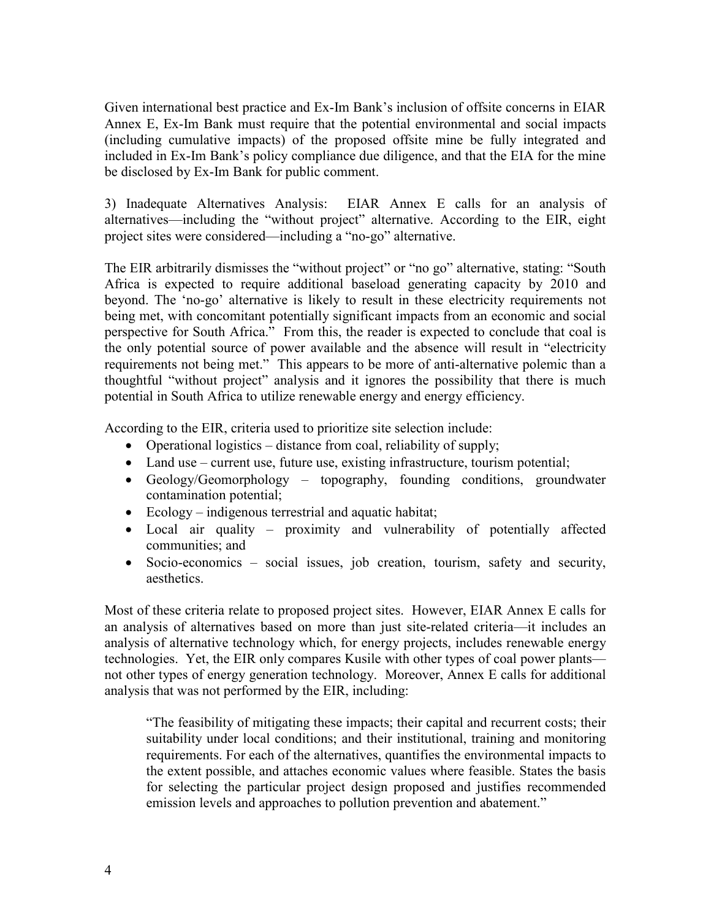Given international best practice and Ex-Im Bank's inclusion of offsite concerns in EIAR Annex E, Ex-Im Bank must require that the potential environmental and social impacts (including cumulative impacts) of the proposed offsite mine be fully integrated and included in Ex-Im Bank's policy compliance due diligence, and that the EIA for the mine be disclosed by Ex-Im Bank for public comment.

3) Inadequate Alternatives Analysis: EIAR Annex E calls for an analysis of alternatives—including the "without project" alternative. According to the EIR, eight project sites were considered—including a "no-go" alternative.

The EIR arbitrarily dismisses the "without project" or "no go" alternative, stating: "South Africa is expected to require additional baseload generating capacity by 2010 and beyond. The 'no-go' alternative is likely to result in these electricity requirements not being met, with concomitant potentially significant impacts from an economic and social perspective for South Africa." From this, the reader is expected to conclude that coal is the only potential source of power available and the absence will result in "electricity requirements not being met." This appears to be more of anti-alternative polemic than a thoughtful "without project" analysis and it ignores the possibility that there is much potential in South Africa to utilize renewable energy and energy efficiency.

According to the EIR, criteria used to prioritize site selection include:

- Operational logistics – distance from coal, reliability of supply;
- Land use – current use, future use, existing infrastructure, tourism potential;
- Geology/Geomorphology – topography, founding conditions, groundwater contamination potential;
- Ecology – indigenous terrestrial and aquatic habitat;
- Local air quality – proximity and vulnerability of potentially affected communities; and
- Socio-economics – social issues, job creation, tourism, safety and security, aesthetics.

Most of these criteria relate to proposed project sites. However, EIAR Annex E calls for an analysis of alternatives based on more than just site-related criteria—it includes an analysis of alternative technology which, for energy projects, includes renewable energy technologies. Yet, the EIR only compares Kusile with other types of coal power plants—not other types of energy generation technology. Moreover, Annex E calls for additional analysis that was not performed by the EIR, including:

> "The feasibility of mitigating these impacts; their capital and recurrent costs; their suitability under local conditions; and their institutional, training and monitoring requirements. For each of the alternatives, quantifies the environmental impacts to the extent possible, and attaches economic values where feasible. States the basis for selecting the particular project design proposed and justifies recommended emission levels and approaches to pollution prevention and abatement."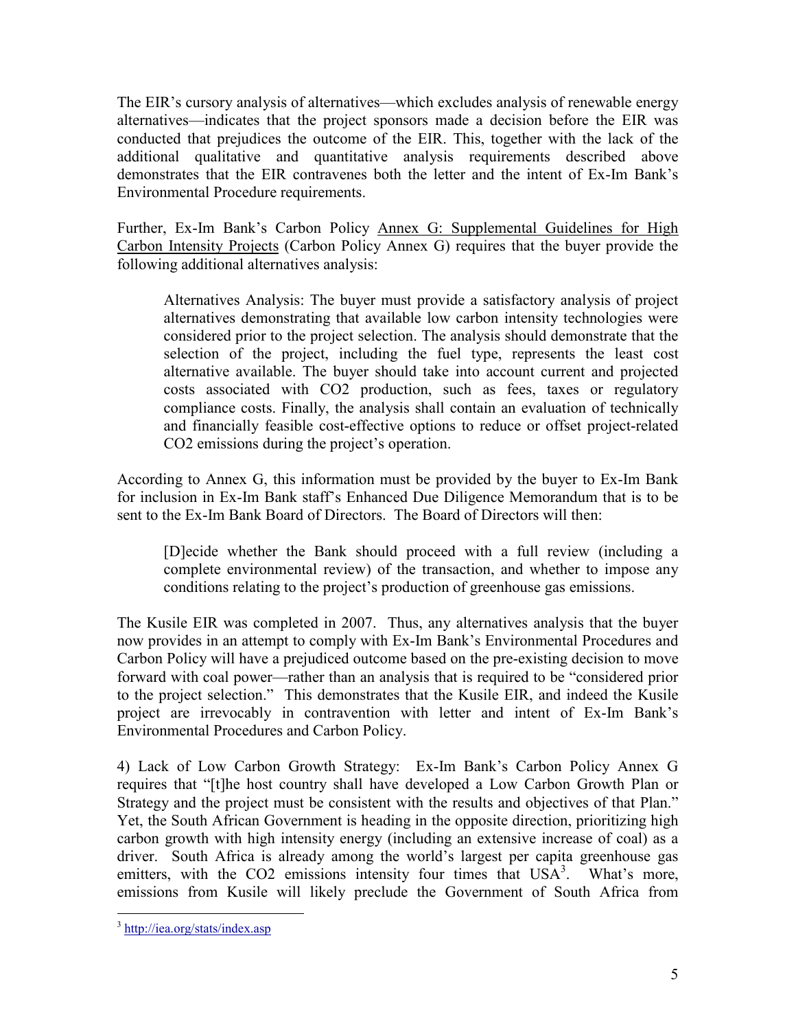The EIR's cursory analysis of alternatives—which excludes analysis of renewable energy alternatives—indicates that the project sponsors made a decision before the EIR was conducted that prejudices the outcome of the EIR. This, together with the lack of the additional qualitative and quantitative analysis requirements described above demonstrates that the EIR contravenes both the letter and the intent of Ex-Im Bank's Environmental Procedure requirements.

Further, Ex-Im Bank's Carbon Policy Annex G: Supplemental Guidelines for High Carbon Intensity Projects (Carbon Policy Annex G) requires that the buyer provide the following additional alternatives analysis:

> Alternatives Analysis: The buyer must provide a satisfactory analysis of project alternatives demonstrating that available low carbon intensity technologies were considered prior to the project selection. The analysis should demonstrate that the selection of the project, including the fuel type, represents the least cost alternative available. The buyer should take into account current and projected costs associated with $CO_2$ production, such as fees, taxes or regulatory compliance costs. Finally, the analysis shall contain an evaluation of technically and financially feasible cost-effective options to reduce or offset project-related $CO_2$ emissions during the project's operation.

According to Annex G, this information must be provided by the buyer to Ex-Im Bank for inclusion in Ex-Im Bank staff's Enhanced Due Diligence Memorandum that is to be sent to the Ex-Im Bank Board of Directors. The Board of Directors will then:

> [D]ecide whether the Bank should proceed with a full review (including a complete environmental review) of the transaction, and whether to impose any conditions relating to the project's production of greenhouse gas emissions.

The Kusile EIR was completed in 2007. Thus, any alternatives analysis that the buyer now provides in an attempt to comply with Ex-Im Bank's Environmental Procedures and Carbon Policy will have a prejudiced outcome based on the pre-existing decision to move forward with coal power—rather than an analysis that is required to be "considered prior to the project selection." This demonstrates that the Kusile EIR, and indeed the Kusile project are irrevocably in contravention with letter and intent of Ex-Im Bank's Environmental Procedures and Carbon Policy.

4) Lack of Low Carbon Growth Strategy: Ex-Im Bank's Carbon Policy Annex G requires that "[t]he host country shall have developed a Low Carbon Growth Plan or Strategy and the project must be consistent with the results and objectives of that Plan." Yet, the South African Government is heading in the opposite direction, prioritizing high carbon growth with high intensity energy (including an extensive increase of coal) as a driver. South Africa is already among the world's largest per capita greenhouse gas emitters, with the $CO_2$ emissions intensity four times that USA[3]. What's more, emissions from Kusile will likely preclude the Government of South Africa from

[3] http://iea.org/stats/index.asp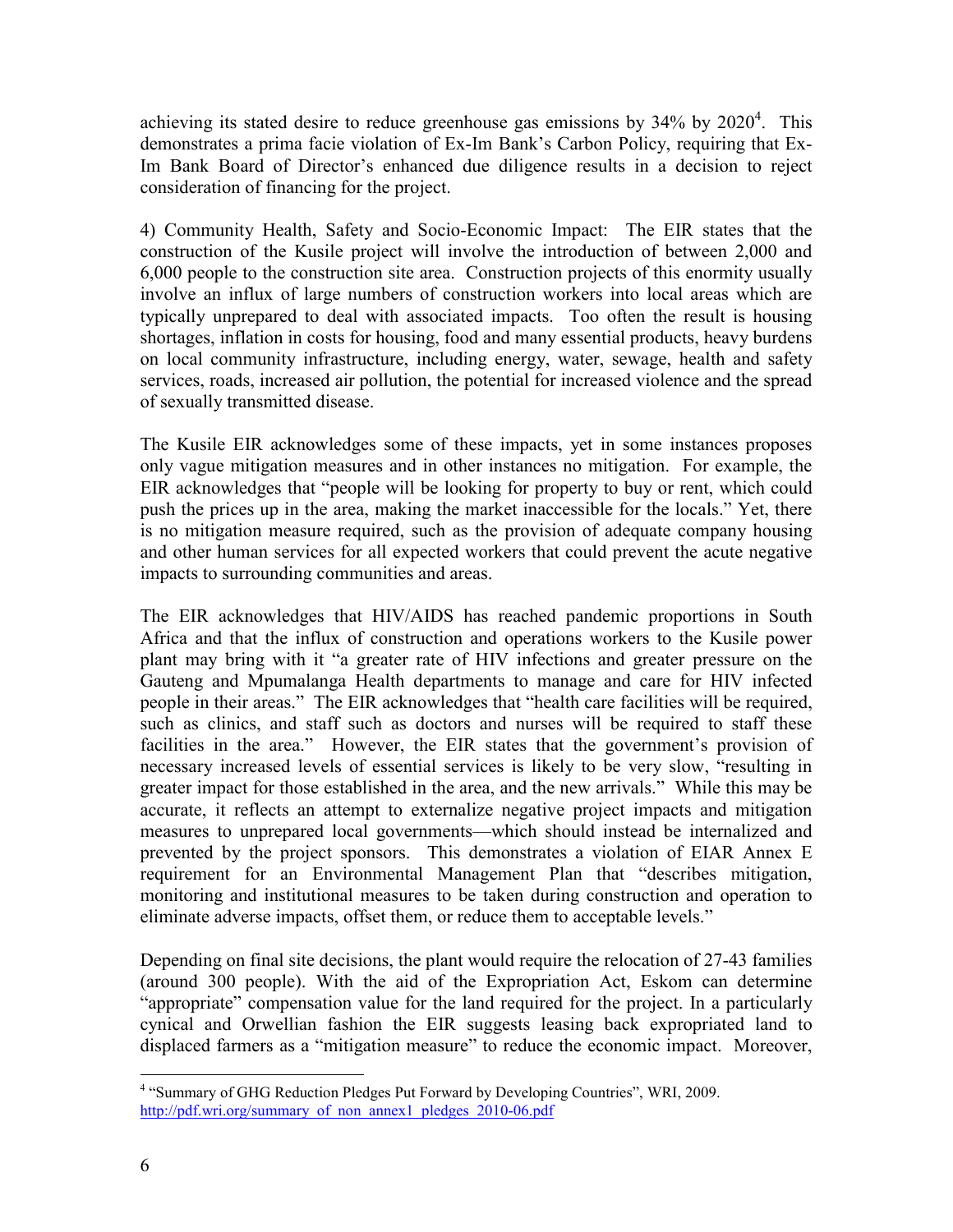achieving its stated desire to reduce greenhouse gas emissions by 34% by 2020[4]. This demonstrates a prima facie violation of Ex-Im Bank's Carbon Policy, requiring that Ex-Im Bank Board of Director's enhanced due diligence results in a decision to reject consideration of financing for the project.

4) Community Health, Safety and Socio-Economic Impact: The EIR states that the construction of the Kusile project will involve the introduction of between 2,000 and 6,000 people to the construction site area. Construction projects of this enormity usually involve an influx of large numbers of construction workers into local areas which are typically unprepared to deal with associated impacts. Too often the result is housing shortages, inflation in costs for housing, food and many essential products, heavy burdens on local community infrastructure, including energy, water, sewage, health and safety services, roads, increased air pollution, the potential for increased violence and the spread of sexually transmitted disease.

The Kusile EIR acknowledges some of these impacts, yet in some instances proposes only vague mitigation measures and in other instances no mitigation. For example, the EIR acknowledges that "people will be looking for property to buy or rent, which could push the prices up in the area, making the market inaccessible for the locals." Yet, there is no mitigation measure required, such as the provision of adequate company housing and other human services for all expected workers that could prevent the acute negative impacts to surrounding communities and areas.

The EIR acknowledges that HIV/AIDS has reached pandemic proportions in South Africa and that the influx of construction and operations workers to the Kusile power plant may bring with it "a greater rate of HIV infections and greater pressure on the Gauteng and Mpumalanga Health departments to manage and care for HIV infected people in their areas." The EIR acknowledges that "health care facilities will be required, such as clinics, and staff such as doctors and nurses will be required to staff these facilities in the area." However, the EIR states that the government's provision of necessary increased levels of essential services is likely to be very slow, "resulting in greater impact for those established in the area, and the new arrivals." While this may be accurate, it reflects an attempt to externalize negative project impacts and mitigation measures to unprepared local governments—which should instead be internalized and prevented by the project sponsors. This demonstrates a violation of EIAR Annex E requirement for an Environmental Management Plan that "describes mitigation, monitoring and institutional measures to be taken during construction and operation to eliminate adverse impacts, offset them, or reduce them to acceptable levels."

Depending on final site decisions, the plant would require the relocation of 27-43 families (around 300 people). With the aid of the Expropriation Act, Eskom can determine "appropriate" compensation value for the land required for the project. In a particularly cynical and Orwellian fashion the EIR suggests leasing back expropriated land to displaced farmers as a "mitigation measure" to reduce the economic impact. Moreover,

[4] "Summary of GHG Reduction Pledges Put Forward by Developing Countries", WRI, 2009. http://pdf.wri.org/summary_of_non_annex1_pledges_2010-06.pdf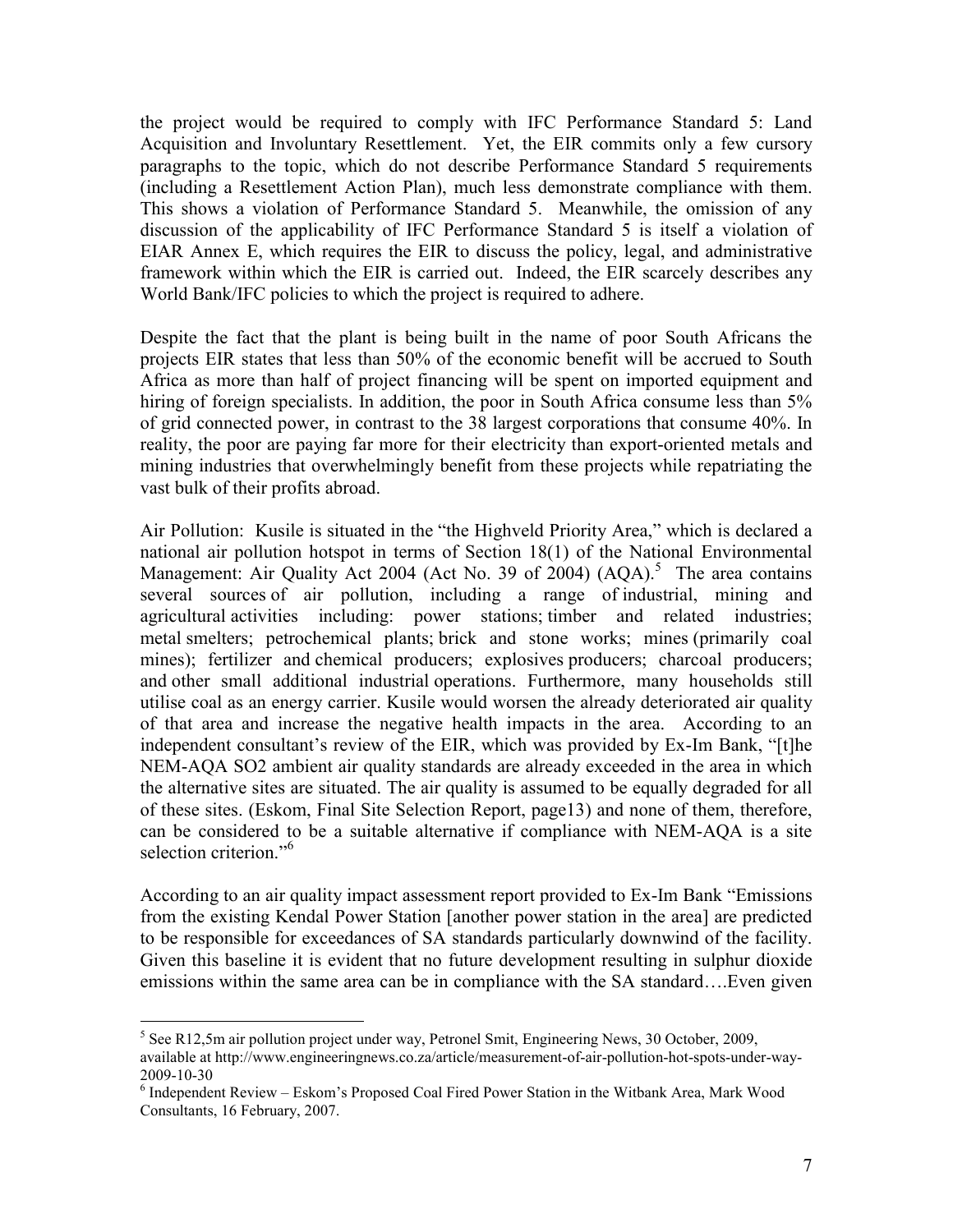the project would be required to comply with IFC Performance Standard 5: Land Acquisition and Involuntary Resettlement. Yet, the EIR commits only a few cursory paragraphs to the topic, which do not describe Performance Standard 5 requirements (including a Resettlement Action Plan), much less demonstrate compliance with them. This shows a violation of Performance Standard 5. Meanwhile, the omission of any discussion of the applicability of IFC Performance Standard 5 is itself a violation of EIAR Annex E, which requires the EIR to discuss the policy, legal, and administrative framework within which the EIR is carried out. Indeed, the EIR scarcely describes any World Bank/IFC policies to which the project is required to adhere.

Despite the fact that the plant is being built in the name of poor South Africans the projects EIR states that less than 50% of the economic benefit will be accrued to South Africa as more than half of project financing will be spent on imported equipment and hiring of foreign specialists. In addition, the poor in South Africa consume less than 5% of grid connected power, in contrast to the 38 largest corporations that consume 40%. In reality, the poor are paying far more for their electricity than export-oriented metals and mining industries that overwhelmingly benefit from these projects while repatriating the vast bulk of their profits abroad.

Air Pollution: Kusile is situated in the "the Highveld Priority Area," which is declared a national air pollution hotspot in terms of Section 18(1) of the National Environmental Management: Air Quality Act 2004 (Act No. 39 of 2004) (AQA).[5] The area contains several sources of air pollution, including a range of industrial, mining and agricultural activities including: power stations; timber and related industries; metal smelters; petrochemical plants; brick and stone works; mines (primarily coal mines); fertilizer and chemical producers; explosives producers; charcoal producers; and other small additional industrial operations. Furthermore, many households still utilise coal as an energy carrier. Kusile would worsen the already deteriorated air quality of that area and increase the negative health impacts in the area. According to an independent consultant's review of the EIR, which was provided by Ex-Im Bank, "[t]he NEM-AQA SO2 ambient air quality standards are already exceeded in the area in which the alternative sites are situated. The air quality is assumed to be equally degraded for all of these sites. (Eskom, Final Site Selection Report, page13) and none of them, therefore, can be considered to be a suitable alternative if compliance with NEM-AQA is a site selection criterion."[6]

According to an air quality impact assessment report provided to Ex-Im Bank "Emissions from the existing Kendal Power Station [another power station in the area] are predicted to be responsible for exceedances of SA standards particularly downwind of the facility. Given this baseline it is evident that no future development resulting in sulphur dioxide emissions within the same area can be in compliance with the SA standard….Even given

[5] See R12,5m air pollution project under way, Petronel Smit, Engineering News, 30 October, 2009, available at http://www.engineeringnews.co.za/article/measurement-of-air-pollution-hot-spots-under-way-2009-10-30

[6] Independent Review – Eskom's Proposed Coal Fired Power Station in the Witbank Area, Mark Wood Consultants, 16 February, 2007.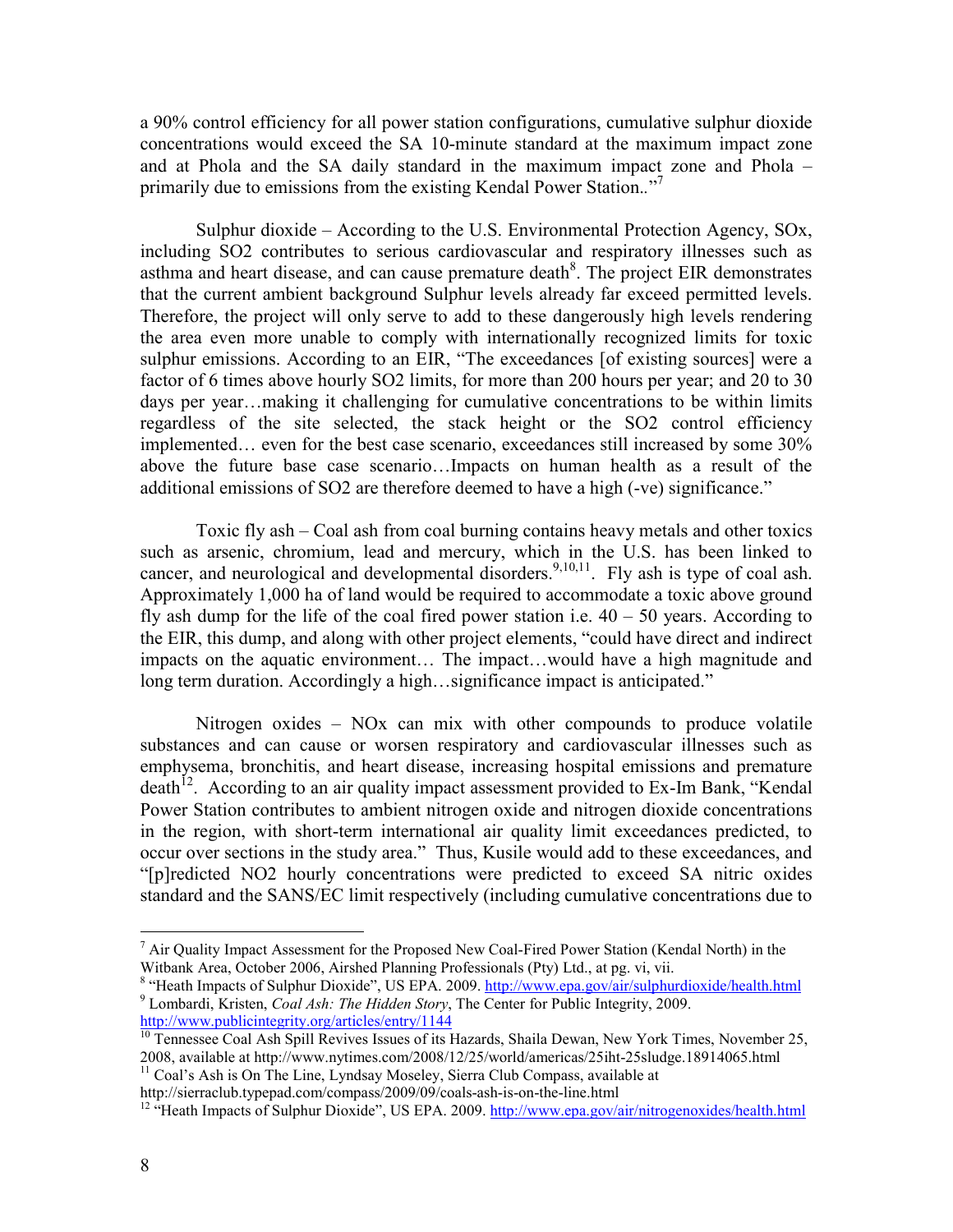a 90% control efficiency for all power station configurations, cumulative sulphur dioxide concentrations would exceed the SA 10-minute standard at the maximum impact zone and at Phola and the SA daily standard in the maximum impact zone and Phola – primarily due to emissions from the existing Kendal Power Station.."[7]

Sulphur dioxide – According to the U.S. Environmental Protection Agency, SOx, including SO2 contributes to serious cardiovascular and respiratory illnesses such as asthma and heart disease, and can cause premature death[8]. The project EIR demonstrates that the current ambient background Sulphur levels already far exceed permitted levels. Therefore, the project will only serve to add to these dangerously high levels rendering the area even more unable to comply with internationally recognized limits for toxic sulphur emissions. According to an EIR, "The exceedances [of existing sources] were a factor of 6 times above hourly SO2 limits, for more than 200 hours per year; and 20 to 30 days per year…making it challenging for cumulative concentrations to be within limits regardless of the site selected, the stack height or the SO2 control efficiency implemented… even for the best case scenario, exceedances still increased by some 30% above the future base case scenario…Impacts on human health as a result of the additional emissions of SO2 are therefore deemed to have a high (-ve) significance."

Toxic fly ash – Coal ash from coal burning contains heavy metals and other toxics such as arsenic, chromium, lead and mercury, which in the U.S. has been linked to cancer, and neurological and developmental disorders.[9,10,11]. Fly ash is type of coal ash. Approximately 1,000 ha of land would be required to accommodate a toxic above ground fly ash dump for the life of the coal fired power station i.e. 40 – 50 years. According to the EIR, this dump, and along with other project elements, "could have direct and indirect impacts on the aquatic environment… The impact…would have a high magnitude and long term duration. Accordingly a high…significance impact is anticipated."

Nitrogen oxides – NOx can mix with other compounds to produce volatile substances and can cause or worsen respiratory and cardiovascular illnesses such as emphysema, bronchitis, and heart disease, increasing hospital emissions and premature death[12]. According to an air quality impact assessment provided to Ex-Im Bank, "Kendal Power Station contributes to ambient nitrogen oxide and nitrogen dioxide concentrations in the region, with short-term international air quality limit exceedances predicted, to occur over sections in the study area." Thus, Kusile would add to these exceedances, and "[p]redicted NO2 hourly concentrations were predicted to exceed SA nitric oxides standard and the SANS/EC limit respectively (including cumulative concentrations due to

---

[7] Air Quality Impact Assessment for the Proposed New Coal-Fired Power Station (Kendal North) in the Witbank Area, October 2006, Airshed Planning Professionals (Pty) Ltd., at pg. vi, vii.

[8] "Heath Impacts of Sulphur Dioxide", US EPA. 2009. http://www.epa.gov/air/sulphurdioxide/health.html

[9] Lombardi, Kristen, *Coal Ash: The Hidden Story*, The Center for Public Integrity, 2009. http://www.publicintegrity.org/articles/entry/1144

[10] Tennessee Coal Ash Spill Revives Issues of its Hazards, Shaila Dewan, New York Times, November 25, 2008, available at http://www.nytimes.com/2008/12/25/world/americas/25iht-25sludge.18914065.html

[11] Coal's Ash is On The Line, Lyndsay Moseley, Sierra Club Compass, available at http://sierraclub.typepad.com/compass/2009/09/coals-ash-is-on-the-line.html

[12] "Heath Impacts of Sulphur Dioxide", US EPA. 2009. http://www.epa.gov/air/nitrogenoxides/health.html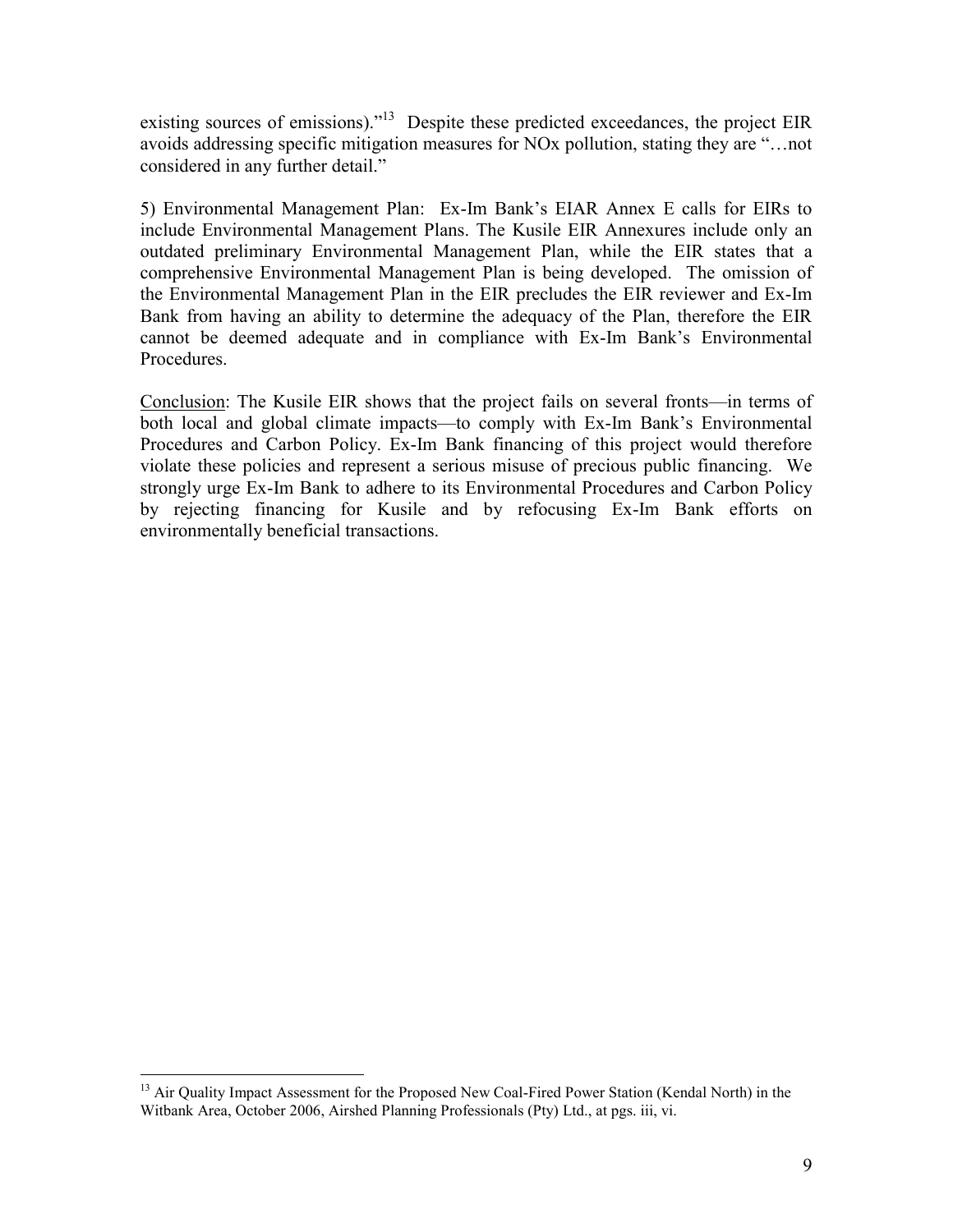existing sources of emissions)."[13] Despite these predicted exceedances, the project EIR avoids addressing specific mitigation measures for NOx pollution, stating they are "…not considered in any further detail."

5) Environmental Management Plan: Ex-Im Bank's EIAR Annex E calls for EIRs to include Environmental Management Plans. The Kusile EIR Annexures include only an outdated preliminary Environmental Management Plan, while the EIR states that a comprehensive Environmental Management Plan is being developed. The omission of the Environmental Management Plan in the EIR precludes the EIR reviewer and Ex-Im Bank from having an ability to determine the adequacy of the Plan, therefore the EIR cannot be deemed adequate and in compliance with Ex-Im Bank's Environmental Procedures.

<u>Conclusion</u>: The Kusile EIR shows that the project fails on several fronts—in terms of both local and global climate impacts—to comply with Ex-Im Bank's Environmental Procedures and Carbon Policy. Ex-Im Bank financing of this project would therefore violate these policies and represent a serious misuse of precious public financing. We strongly urge Ex-Im Bank to adhere to its Environmental Procedures and Carbon Policy by rejecting financing for Kusile and by refocusing Ex-Im Bank efforts on environmentally beneficial transactions.

---

[13] Air Quality Impact Assessment for the Proposed New Coal-Fired Power Station (Kendal North) in the Witbank Area, October 2006, Airshed Planning Professionals (Pty) Ltd., at pgs. iii, vi.